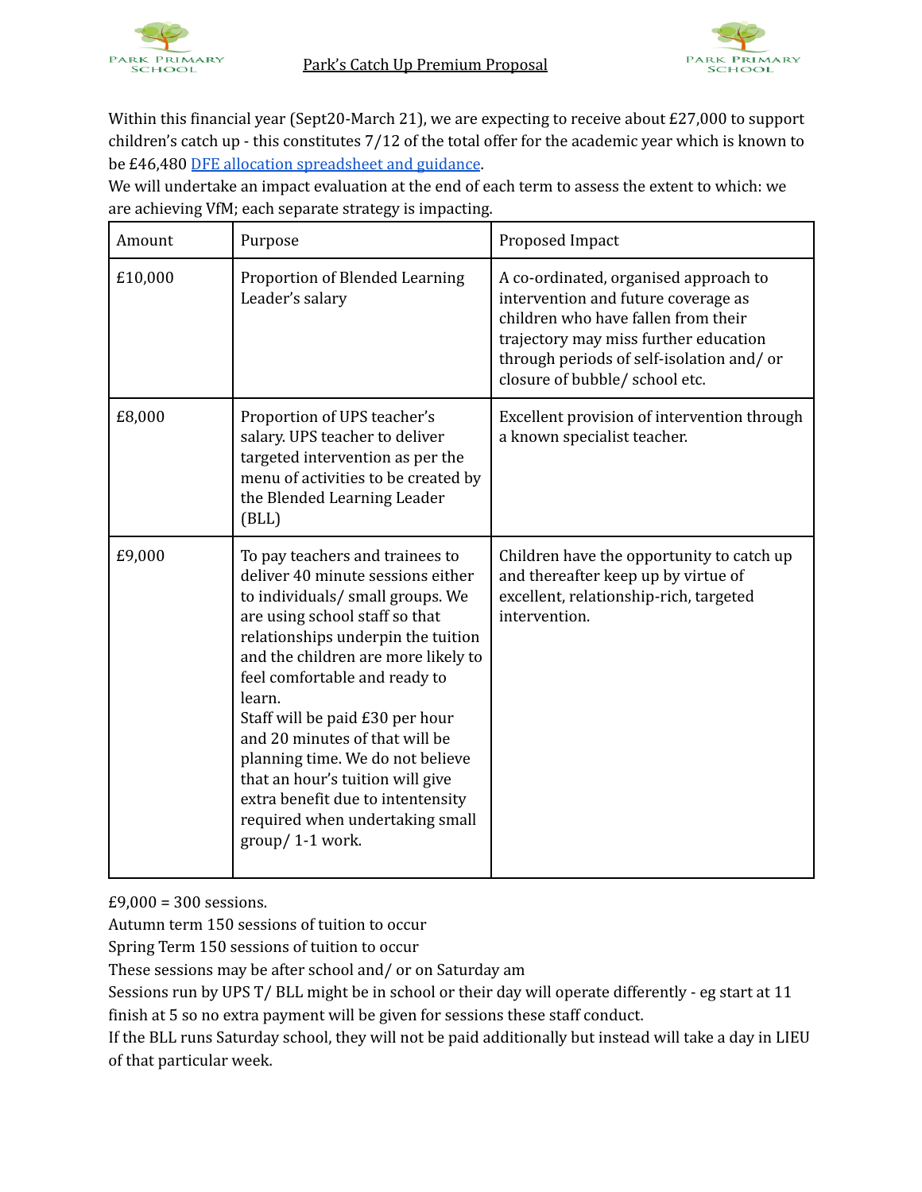# Park's Catch Up Premium Proposal

Within this financial year (Sept20-March 21), we are expecting to receive about £27,000 to support children's catch up - this constitutes 7/12 of the total offer for the academic year which is known to be £46,480 [DFE allocation spreadsheet and guidance](#).

We will undertake an impact evaluation at the end of each term to assess the extent to which: we are achieving VfM; each separate strategy is impacting.

| Amount | Purpose | Proposed Impact |
| --- | --- | --- |
| £10,000 | Proportion of Blended Learning Leader's salary | A co-ordinated, organised approach to intervention and future coverage as children who have fallen from their trajectory may miss further education through periods of self-isolation and/ or closure of bubble/ school etc. |
| £8,000 | Proportion of UPS teacher's salary. UPS teacher to deliver targeted intervention as per the menu of activities to be created by the Blended Learning Leader (BLL) | Excellent provision of intervention through a known specialist teacher. |
| £9,000 | To pay teachers and trainees to deliver 40 minute sessions either to individuals/ small groups. We are using school staff so that relationships underpin the tuition and the children are more likely to feel comfortable and ready to learn.<br>Staff will be paid £30 per hour and 20 minutes of that will be planning time. We do not believe that an hour's tuition will give extra benefit due to intentensity required when undertaking small group/ 1-1 work. | Children have the opportunity to catch up and thereafter keep up by virtue of excellent, relationship-rich, targeted intervention. |

£9,000 = 300 sessions.

Autumn term 150 sessions of tuition to occur

Spring Term 150 sessions of tuition to occur

These sessions may be after school and/ or on Saturday am

Sessions run by UPS T/ BLL might be in school or their day will operate differently - eg start at 11 finish at 5 so no extra payment will be given for sessions these staff conduct.

If the BLL runs Saturday school, they will not be paid additionally but instead will take a day in LIEU of that particular week.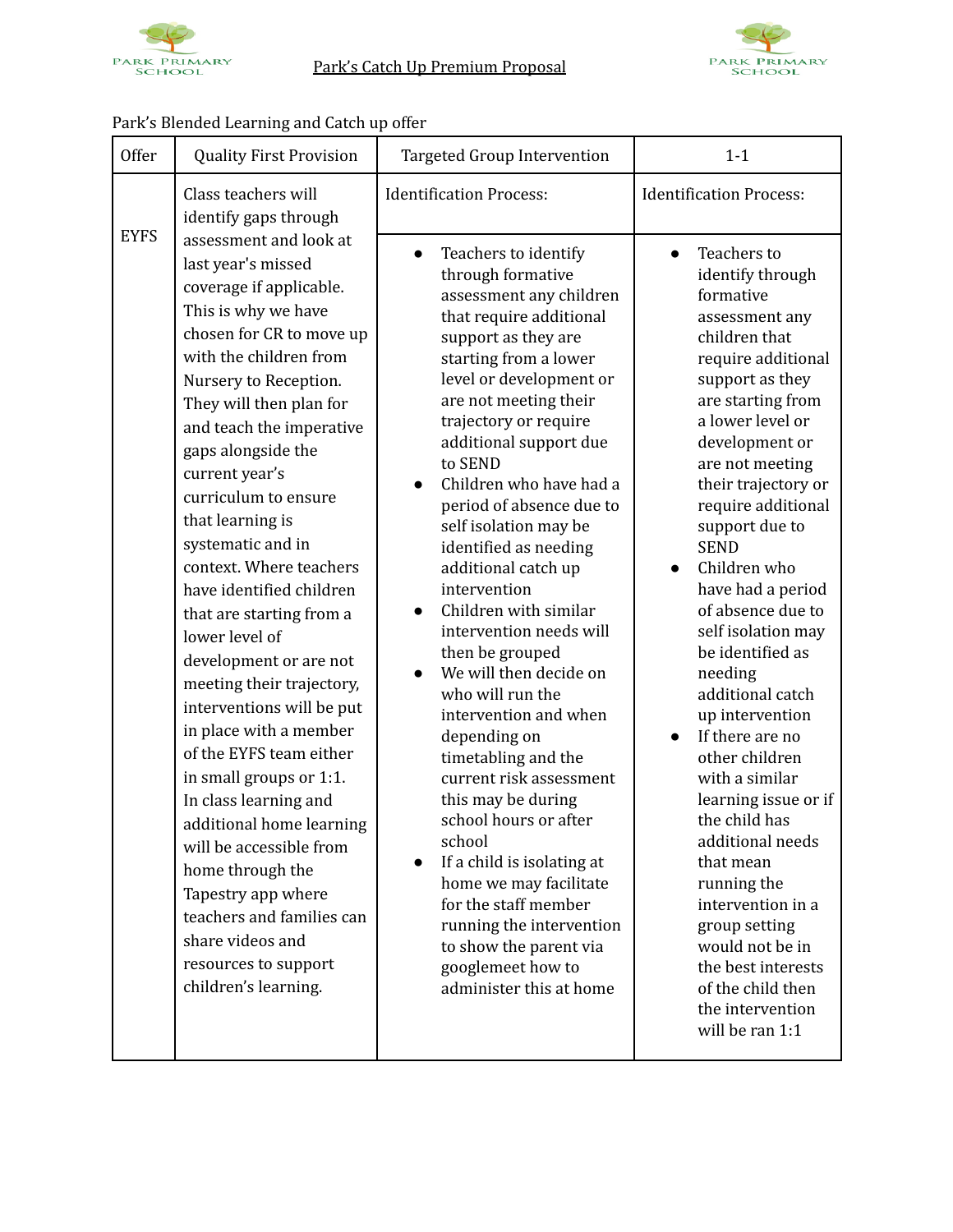# Park's Catch Up Premium Proposal

Park's Blended Learning and Catch up offer

| Offer | Quality First Provision | Targeted Group Intervention | 1-1 |
|---|---|---|---|
| EYFS | Class teachers will identify gaps through assessment and look at last year's missed coverage if applicable. This is why we have chosen for CR to move up with the children from Nursery to Reception. They will then plan for and teach the imperative gaps alongside the current year's curriculum to ensure that learning is systematic and in context. Where teachers have identified children that are starting from a lower level of development or are not meeting their trajectory, interventions will be put in place with a member of the EYFS team either in small groups or 1:1. In class learning and additional home learning will be accessible from home through the Tapestry app where teachers and families can share videos and resources to support children's learning. | Identification Process:<br><br>● Teachers to identify through formative assessment any children that require additional support as they are starting from a lower level or development or are not meeting their trajectory or require additional support due to SEND<br>● Children who have had a period of absence due to self isolation may be identified as needing additional catch up intervention<br>● Children with similar intervention needs will then be grouped<br>● We will then decide on who will run the intervention and when depending on timetabling and the current risk assessment this may be during school hours or after school<br>● If a child is isolating at home we may facilitate for the staff member running the intervention to show the parent via googlemeet how to administer this at home | Identification Process:<br><br>● Teachers to identify through formative assessment any children that require additional support as they are starting from a lower level or development or are not meeting their trajectory or require additional support due to SEND<br>● Children who have had a period of absence due to self isolation may be identified as needing additional catch up intervention<br>● If there are no other children with a similar learning issue or if the child has additional needs that mean running the intervention in a group setting would not be in the best interests of the child then the intervention will be ran 1:1 |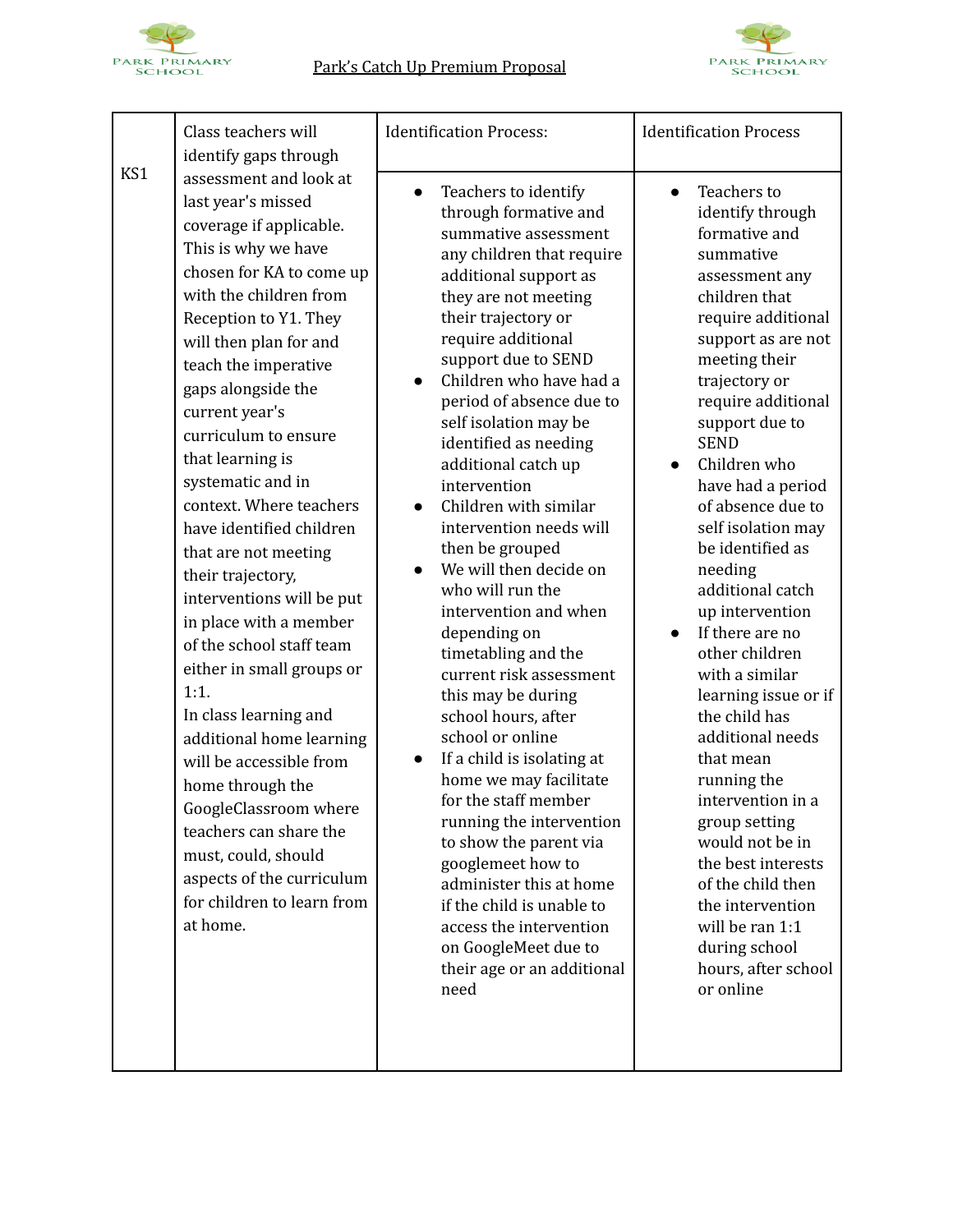| KS1 | Class teachers will identify gaps through assessment and look at last year's missed coverage if applicable. This is why we have chosen for KA to come up with the children from Reception to Y1. They will then plan for and teach the imperative gaps alongside the current year's curriculum to ensure that learning is systematic and in context. Where teachers have identified children that are not meeting their trajectory, interventions will be put in place with a member of the school staff team either in small groups or 1:1.<br>In class learning and additional home learning will be accessible from home through the GoogleClassroom where teachers can share the must, could, should aspects of the curriculum for children to learn from at home. | Identification Process: | Identification Process |
|---|---|---|---|
| | | • Teachers to identify through formative and summative assessment any children that require additional support as they are not meeting their trajectory or require additional support due to SEND<br>• Children who have had a period of absence due to self isolation may be identified as needing additional catch up intervention<br>• Children with similar intervention needs will then be grouped<br>• We will then decide on who will run the intervention and when depending on timetabling and the current risk assessment this may be during school hours, after school or online<br>• If a child is isolating at home we may facilitate for the staff member running the intervention to show the parent via googlemeet how to administer this at home if the child is unable to access the intervention on GoogleMeet due to their age or an additional need | • Teachers to identify through formative and summative assessment any children that require additional support as are not meeting their trajectory or require additional support due to SEND<br>• Children who have had a period of absence due to self isolation may be identified as needing additional catch up intervention<br>• If there are no other children with a similar learning issue or if the child has additional needs that mean running the intervention in a group setting would not be in the best interests of the child then the intervention will be ran 1:1 during school hours, after school or online |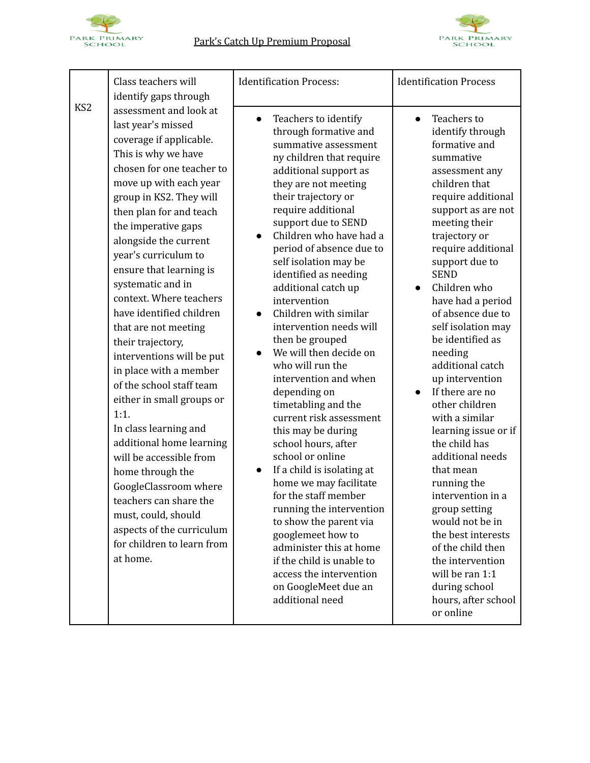| | | | |
|---|---|---|---|
| KS2 | Class teachers will identify gaps through assessment and look at last year's missed coverage if applicable. This is why we have chosen for one teacher to move up with each year group in KS2. They will then plan for and teach the imperative gaps alongside the current year's curriculum to ensure that learning is systematic and in context. Where teachers have identified children that are not meeting their trajectory, interventions will be put in place with a member of the school staff team either in small groups or 1:1.<br>In class learning and additional home learning will be accessible from home through the GoogleClassroom where teachers can share the must, could, should aspects of the curriculum for children to learn from at home. | Identification Process:<br><br>• Teachers to identify through formative and summative assessment ny children that require additional support as they are not meeting their trajectory or require additional support due to SEND<br>• Children who have had a period of absence due to self isolation may be identified as needing additional catch up intervention<br>• Children with similar intervention needs will then be grouped<br>• We will then decide on who will run the intervention and when depending on timetabling and the current risk assessment this may be during school hours, after school or online<br>• If a child is isolating at home we may facilitate for the staff member running the intervention to show the parent via googlemeet how to administer this at home if the child is unable to access the intervention on GoogleMeet due an additional need | Identification Process<br><br>• Teachers to identify through formative and summative assessment any children that require additional support as are not meeting their trajectory or require additional support due to SEND<br>• Children who have had a period of absence due to self isolation may be identified as needing additional catch up intervention<br>• If there are no other children with a similar learning issue or if the child has additional needs that mean running the intervention in a group setting would not be in the best interests of the child then the intervention will be ran 1:1 during school hours, after school or online |